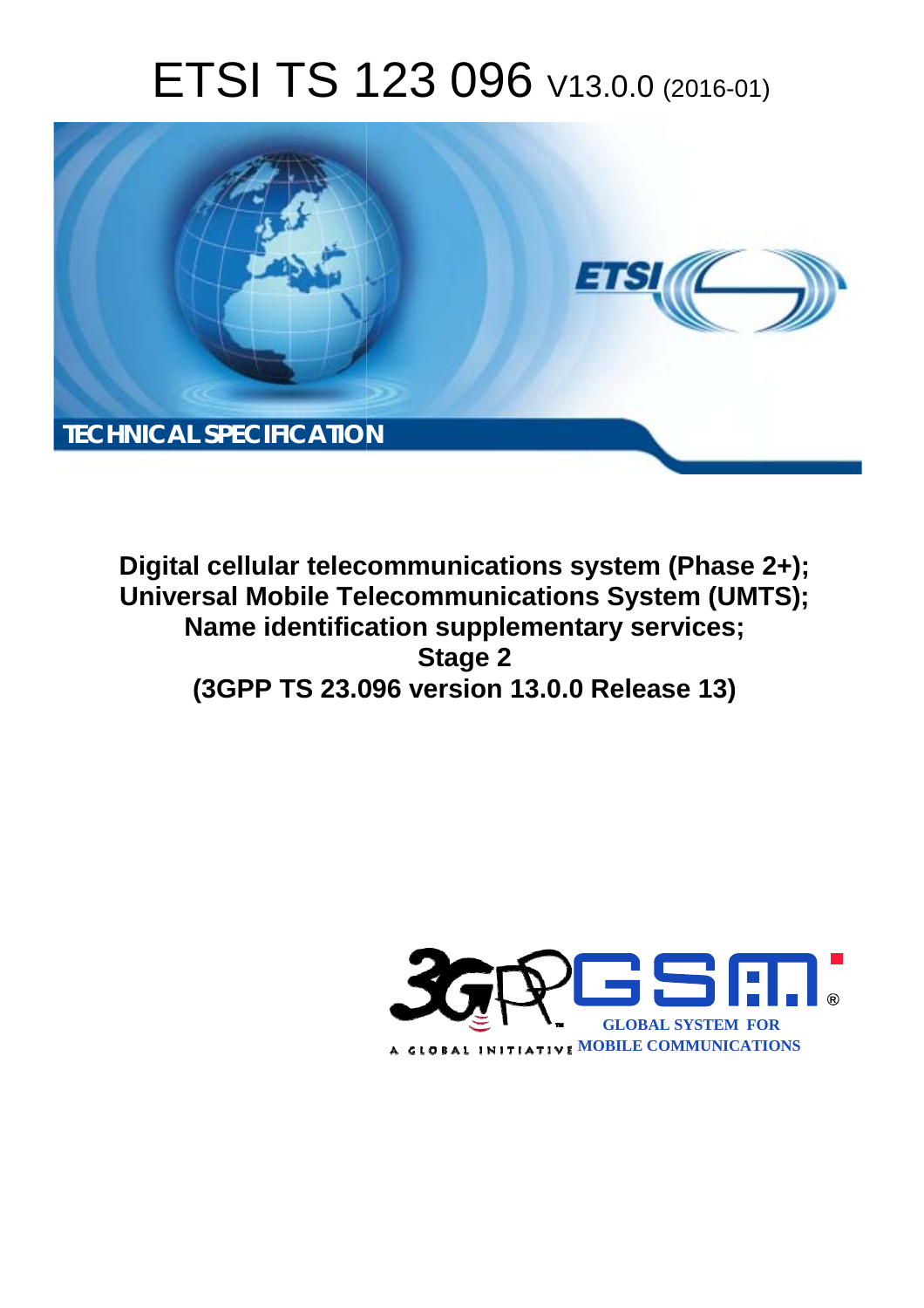# ETSI TS 123 096 V13.0.0 (2016-01)

TECHNICAL SPECIFICATION

**Digital cellular telecommunications system (Phase 2+); Universal Mobile Telecommunications System (UMTS); Name identification supplementary services; Stage 2 (3GPP TS 23.096 version 13.0.0 Release 13)**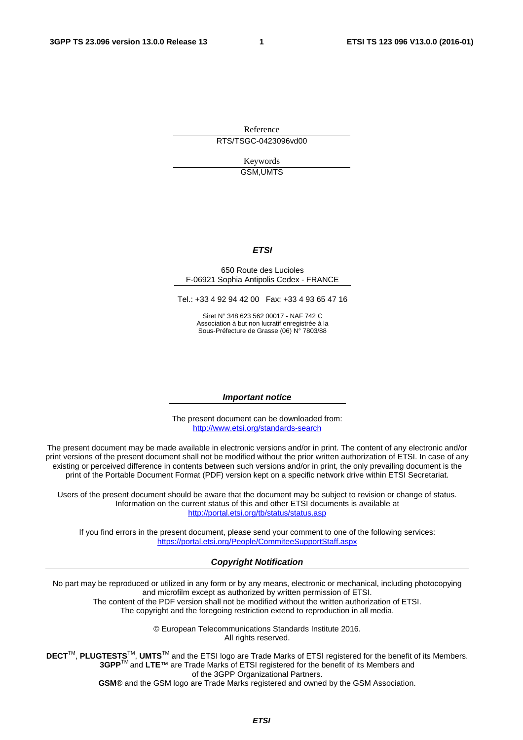Reference

RTS/TSGC-0423096vd00

Keywords

GSM,UMTS

***ETSI***

650 Route des Lucioles
F-06921 Sophia Antipolis Cedex - FRANCE

Tel.: +33 4 92 94 42 00 Fax: +33 4 93 65 47 16

Siret N° 348 623 562 00017 - NAF 742 C
Association à but non lucratif enregistrée à la
Sous-Préfecture de Grasse (06) N° 7803/88

***Important notice***

The present document can be downloaded from:
http://www.etsi.org/standards-search

The present document may be made available in electronic versions and/or in print. The content of any electronic and/or print versions of the present document shall not be modified without the prior written authorization of ETSI. In case of any existing or perceived difference in contents between such versions and/or in print, the only prevailing document is the print of the Portable Document Format (PDF) version kept on a specific network drive within ETSI Secretariat.

Users of the present document should be aware that the document may be subject to revision or change of status. Information on the current status of this and other ETSI documents is available at
http://portal.etsi.org/tb/status/status.asp

If you find errors in the present document, please send your comment to one of the following services:
https://portal.etsi.org/People/CommiteeSupportStaff.aspx

***Copyright Notification***

No part may be reproduced or utilized in any form or by any means, electronic or mechanical, including photocopying and microfilm except as authorized by written permission of ETSI.
The content of the PDF version shall not be modified without the written authorization of ETSI.
The copyright and the foregoing restriction extend to reproduction in all media.

© European Telecommunications Standards Institute 2016.
All rights reserved.

**DECT**™, **PLUGTESTS**™, **UMTS**™ and the ETSI logo are Trade Marks of ETSI registered for the benefit of its Members.
**3GPP**™ and **LTE**™ are Trade Marks of ETSI registered for the benefit of its Members and of the 3GPP Organizational Partners.
**GSM**® and the GSM logo are Trade Marks registered and owned by the GSM Association.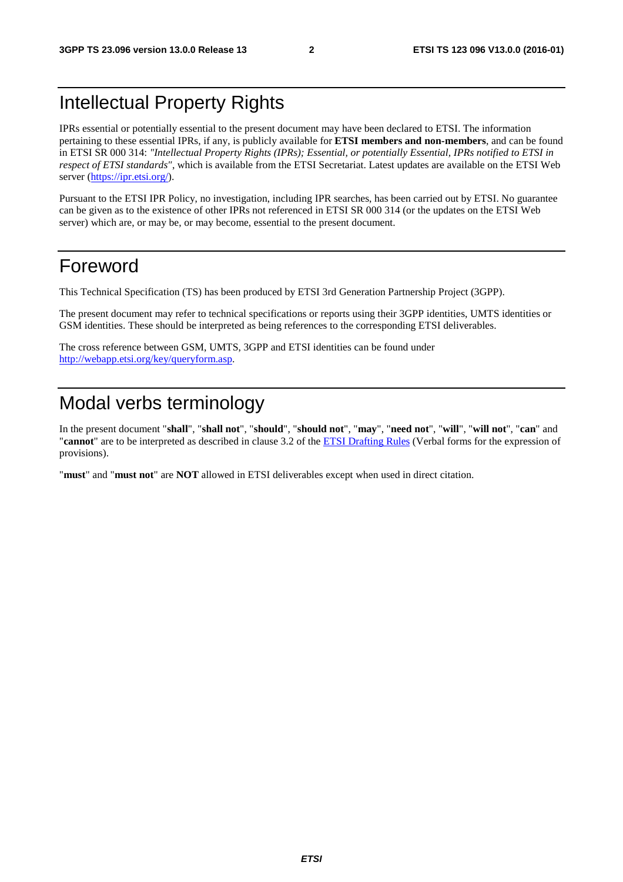# Intellectual Property Rights

IPRs essential or potentially essential to the present document may have been declared to ETSI. The information pertaining to these essential IPRs, if any, is publicly available for **ETSI members and non-members**, and can be found in ETSI SR 000 314: *"Intellectual Property Rights (IPRs); Essential, or potentially Essential, IPRs notified to ETSI in respect of ETSI standards"*, which is available from the ETSI Secretariat. Latest updates are available on the ETSI Web server (https://ipr.etsi.org/).

Pursuant to the ETSI IPR Policy, no investigation, including IPR searches, has been carried out by ETSI. No guarantee can be given as to the existence of other IPRs not referenced in ETSI SR 000 314 (or the updates on the ETSI Web server) which are, or may be, or may become, essential to the present document.

# Foreword

This Technical Specification (TS) has been produced by ETSI 3rd Generation Partnership Project (3GPP).

The present document may refer to technical specifications or reports using their 3GPP identities, UMTS identities or GSM identities. These should be interpreted as being references to the corresponding ETSI deliverables.

The cross reference between GSM, UMTS, 3GPP and ETSI identities can be found under http://webapp.etsi.org/key/queryform.asp.

# Modal verbs terminology

In the present document "**shall**", "**shall not**", "**should**", "**should not**", "**may**", "**need not**", "**will**", "**will not**", "**can**" and "**cannot**" are to be interpreted as described in clause 3.2 of the ETSI Drafting Rules (Verbal forms for the expression of provisions).

"**must**" and "**must not**" are **NOT** allowed in ETSI deliverables except when used in direct citation.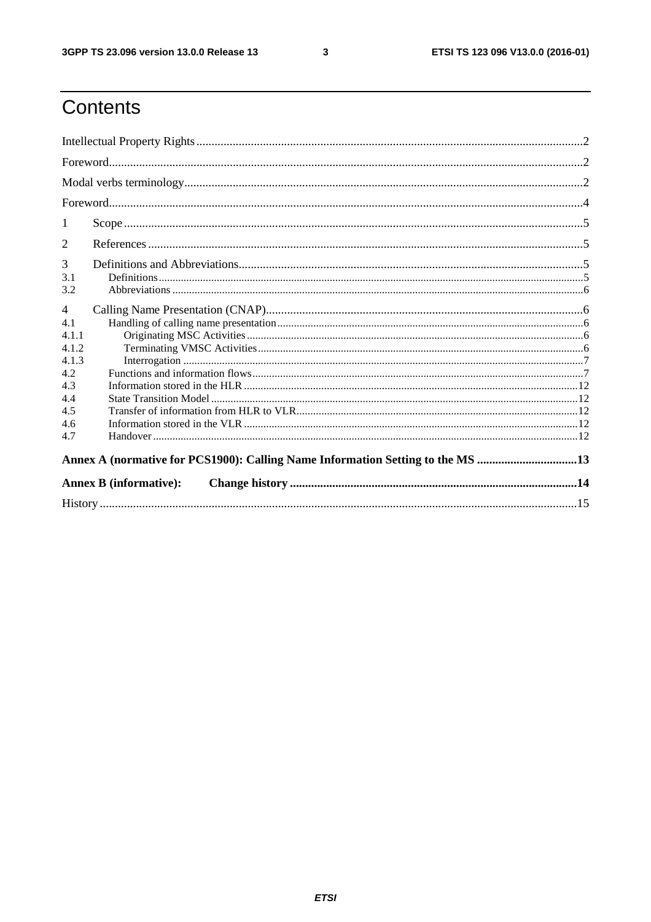# Contents

Intellectual Property Rights ............................................................................................................................. 2

Foreword ............................................................................................................................................................. 2

Modal verbs terminology .................................................................................................................................... 2

Foreword ............................................................................................................................................................. 4

1 Scope ........................................................................................................................................................ 5

2 References ................................................................................................................................................ 5

3 Definitions and Abbreviations .................................................................................................................. 5
3.1 Definitions ........................................................................................................................................................... 5
3.2 Abbreviations ....................................................................................................................................................... 6

4 Calling Name Presentation (CNAP) ......................................................................................................... 6
4.1 Handling of calling name presentation ................................................................................................................ 6
4.1.1 Originating MSC Activities ............................................................................................................................ 6
4.1.2 Terminating VMSC Activities ........................................................................................................................ 6
4.1.3 Interrogation ................................................................................................................................................... 7
4.2 Functions and information flows ......................................................................................................................... 7
4.3 Information stored in the HLR ........................................................................................................................... 12
4.4 State Transition Model ....................................................................................................................................... 12
4.5 Transfer of information from HLR to VLR ........................................................................................................ 12
4.6 Information stored in the VLR ........................................................................................................................... 12
4.7 Handover ............................................................................................................................................................ 12

**Annex A (normative for PCS1900): Calling Name Information Setting to the MS ................................ 13**

**Annex B (informative): Change history ............................................................................................... 14**

History .............................................................................................................................................................. 15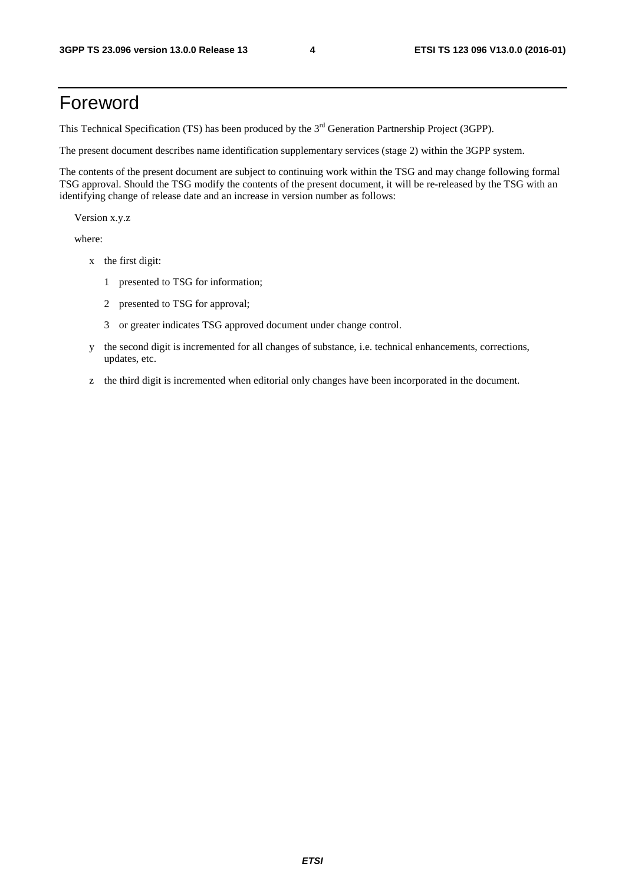# Foreword

This Technical Specification (TS) has been produced by the 3rd Generation Partnership Project (3GPP).

The present document describes name identification supplementary services (stage 2) within the 3GPP system.

The contents of the present document are subject to continuing work within the TSG and may change following formal TSG approval. Should the TSG modify the contents of the present document, it will be re-released by the TSG with an identifying change of release date and an increase in version number as follows:

Version x.y.z

where:

- x the first digit:
  - 1 presented to TSG for information;
  - 2 presented to TSG for approval;
  - 3 or greater indicates TSG approved document under change control.
- y the second digit is incremented for all changes of substance, i.e. technical enhancements, corrections, updates, etc.
- z the third digit is incremented when editorial only changes have been incorporated in the document.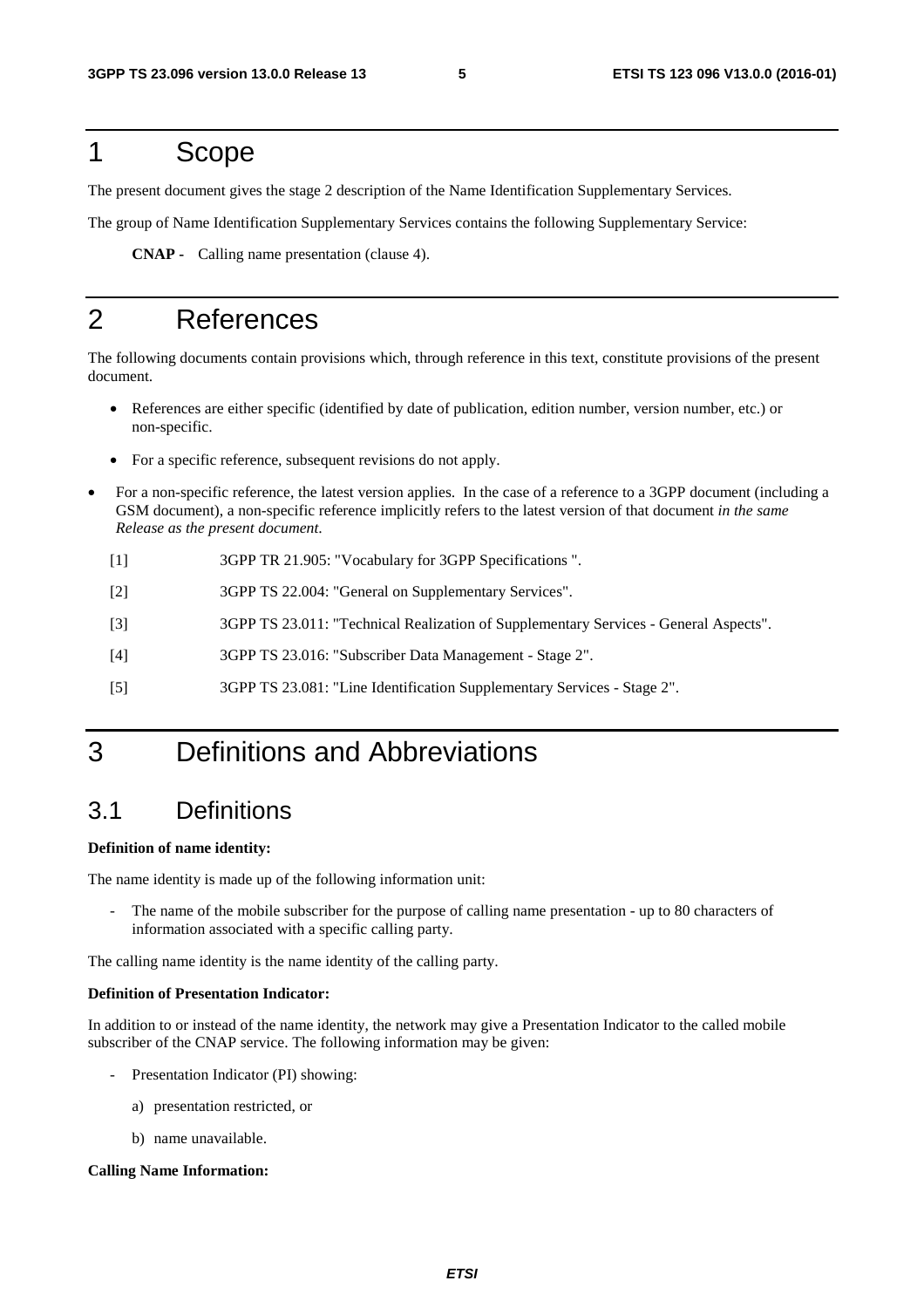# 1 Scope

The present document gives the stage 2 description of the Name Identification Supplementary Services.

The group of Name Identification Supplementary Services contains the following Supplementary Service:

**CNAP -** Calling name presentation (clause 4).

# 2 References

The following documents contain provisions which, through reference in this text, constitute provisions of the present document.

- References are either specific (identified by date of publication, edition number, version number, etc.) or non-specific.
- For a specific reference, subsequent revisions do not apply.
- For a non-specific reference, the latest version applies. In the case of a reference to a 3GPP document (including a GSM document), a non-specific reference implicitly refers to the latest version of that document *in the same Release as the present document*.

[1] 3GPP TR 21.905: "Vocabulary for 3GPP Specifications ".

[2] 3GPP TS 22.004: "General on Supplementary Services".

[3] 3GPP TS 23.011: "Technical Realization of Supplementary Services - General Aspects".

[4] 3GPP TS 23.016: "Subscriber Data Management - Stage 2".

[5] 3GPP TS 23.081: "Line Identification Supplementary Services - Stage 2".

# 3 Definitions and Abbreviations

## 3.1 Definitions

**Definition of name identity:**

The name identity is made up of the following information unit:

- The name of the mobile subscriber for the purpose of calling name presentation - up to 80 characters of information associated with a specific calling party.

The calling name identity is the name identity of the calling party.

**Definition of Presentation Indicator:**

In addition to or instead of the name identity, the network may give a Presentation Indicator to the called mobile subscriber of the CNAP service. The following information may be given:

- Presentation Indicator (PI) showing:
  a) presentation restricted, or
  b) name unavailable.

**Calling Name Information:**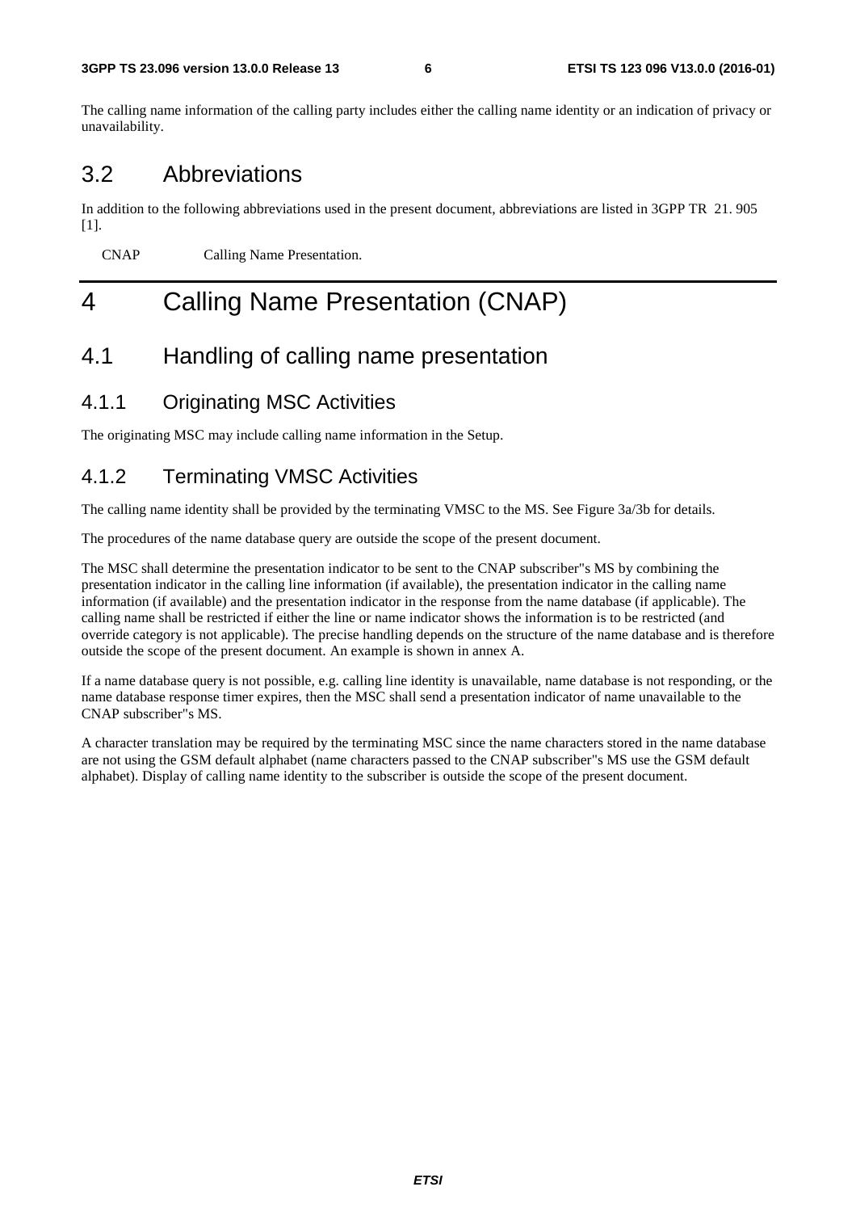The calling name information of the calling party includes either the calling name identity or an indication of privacy or unavailability.

## 3.2 Abbreviations

In addition to the following abbreviations used in the present document, abbreviations are listed in 3GPP TR 21. 905 [1].

CNAP Calling Name Presentation.

# 4 Calling Name Presentation (CNAP)

## 4.1 Handling of calling name presentation

### 4.1.1 Originating MSC Activities

The originating MSC may include calling name information in the Setup.

### 4.1.2 Terminating VMSC Activities

The calling name identity shall be provided by the terminating VMSC to the MS. See Figure 3a/3b for details.

The procedures of the name database query are outside the scope of the present document.

The MSC shall determine the presentation indicator to be sent to the CNAP subscriber"s MS by combining the presentation indicator in the calling line information (if available), the presentation indicator in the calling name information (if available) and the presentation indicator in the response from the name database (if applicable). The calling name shall be restricted if either the line or name indicator shows the information is to be restricted (and override category is not applicable). The precise handling depends on the structure of the name database and is therefore outside the scope of the present document. An example is shown in annex A.

If a name database query is not possible, e.g. calling line identity is unavailable, name database is not responding, or the name database response timer expires, then the MSC shall send a presentation indicator of name unavailable to the CNAP subscriber"s MS.

A character translation may be required by the terminating MSC since the name characters stored in the name database are not using the GSM default alphabet (name characters passed to the CNAP subscriber"s MS use the GSM default alphabet). Display of calling name identity to the subscriber is outside the scope of the present document.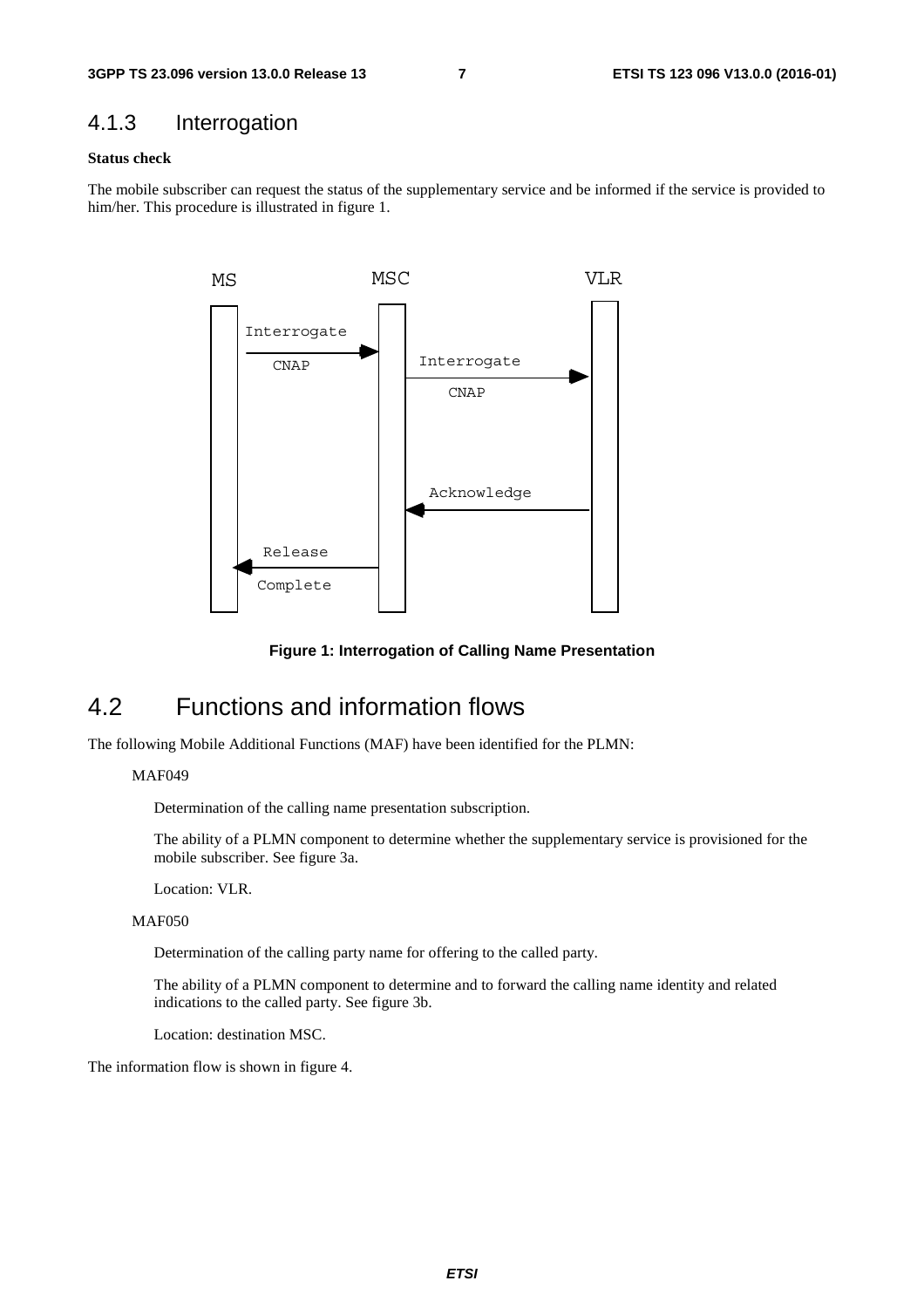### 4.1.3 Interrogation

**Status check**

The mobile subscriber can request the status of the supplementary service and be informed if the service is provided to him/her. This procedure is illustrated in figure 1.

Figure 1: Interrogation of Calling Name Presentation

## 4.2 Functions and information flows

The following Mobile Additional Functions (MAF) have been identified for the PLMN:

MAF049

Determination of the calling name presentation subscription.

The ability of a PLMN component to determine whether the supplementary service is provisioned for the mobile subscriber. See figure 3a.

Location: VLR.

MAF050

Determination of the calling party name for offering to the called party.

The ability of a PLMN component to determine and to forward the calling name identity and related indications to the called party. See figure 3b.

Location: destination MSC.

The information flow is shown in figure 4.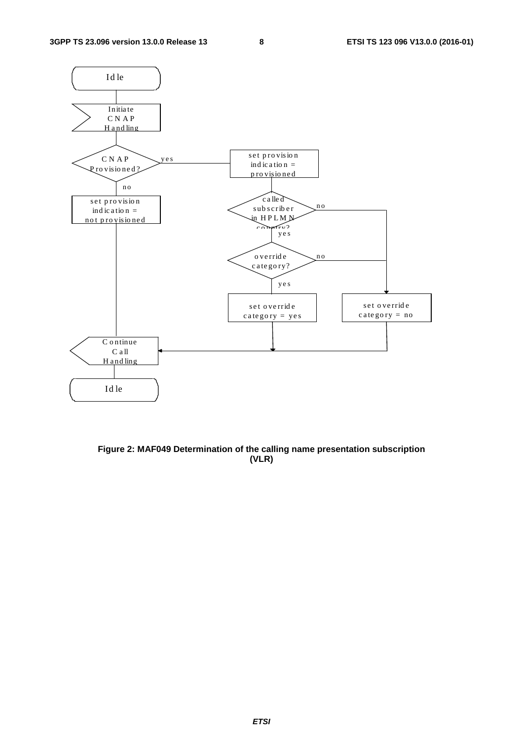Idle

Initiate CNAP Handling

CNAP Provisioned?

yes

no

set provision indication = provisioned

set provision indication = not provisioned

called subscriber in HPLMN country?

no

yes

override category?

no

yes

set override category = yes

set override category = no

Continue Call Handling

Idle

**Figure 2: MAF049 Determination of the calling name presentation subscription (VLR)**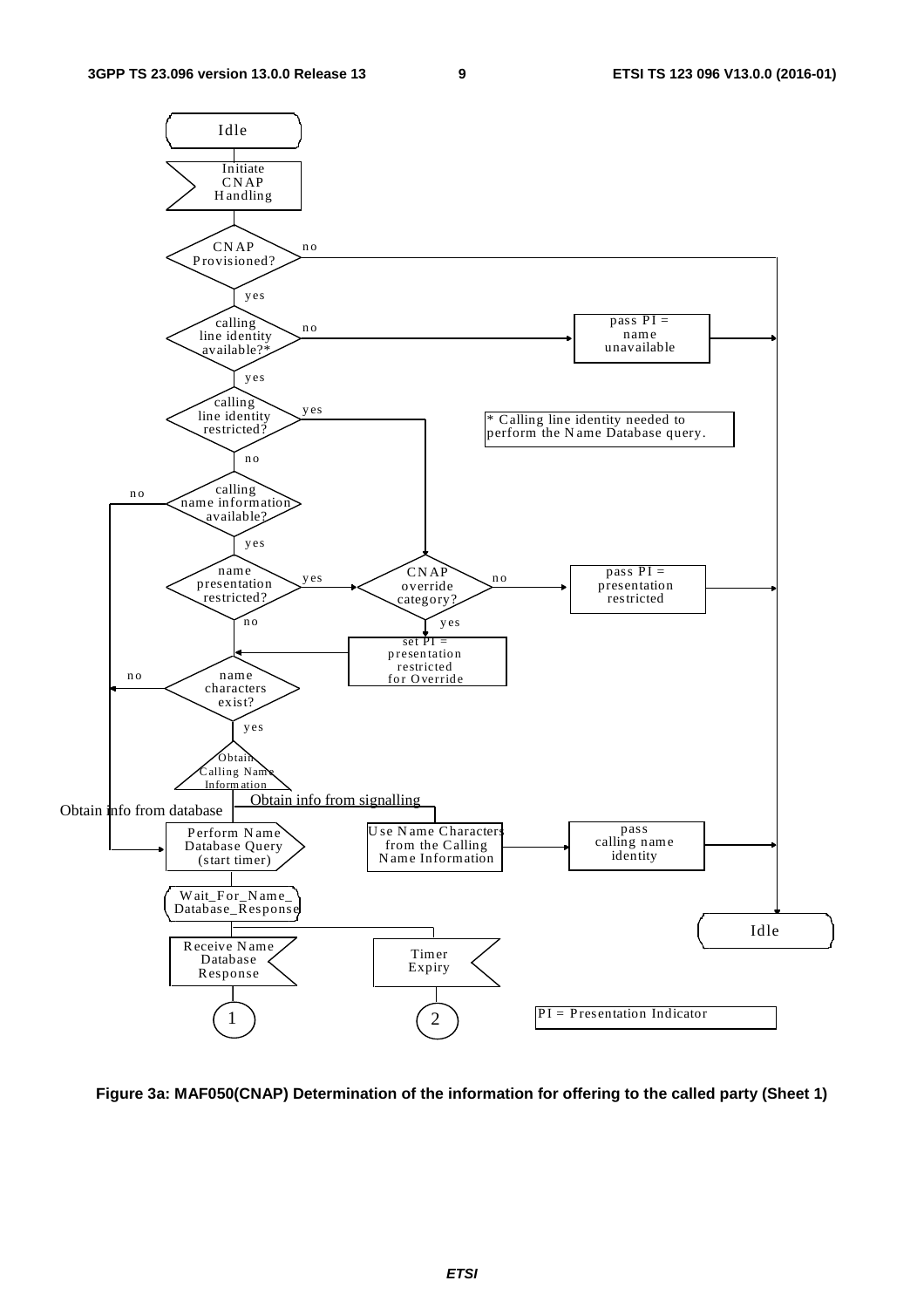Idle

Initiate CNAP Handling

CNAP Provisioned? — no / yes

calling line identity available?* — no → pass PI = name unavailable

calling line identity restricted? — yes / no

\* Calling line identity needed to perform the Name Database query.

calling name information available? — no / yes

name presentation restricted? — yes / no

CNAP override category? — no → pass PI = presentation restricted; yes → set PI = presentation restricted for Override

name characters exist? — no / yes

Obtain Calling Name Information

Obtain info from database

Obtain info from signalling

Perform Name Database Query (start timer)

Use Name Characters from the Calling Name Information

pass calling name identity

Wait_For_Name_Database_Response

Idle

Receive Name Database Response

Timer Expiry

1

2

PI = Presentation Indicator

**Figure 3a: MAF050(CNAP) Determination of the information for offering to the called party (Sheet 1)**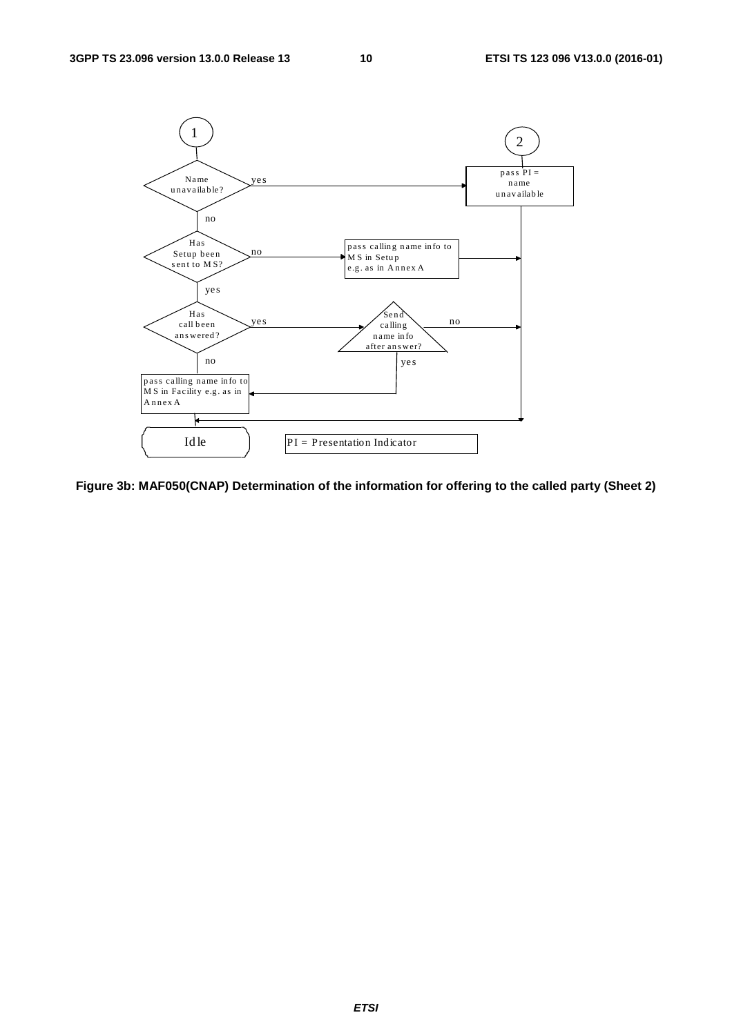Figure 3b: MAF050(CNAP) Determination of the information for offering to the called party (Sheet 2)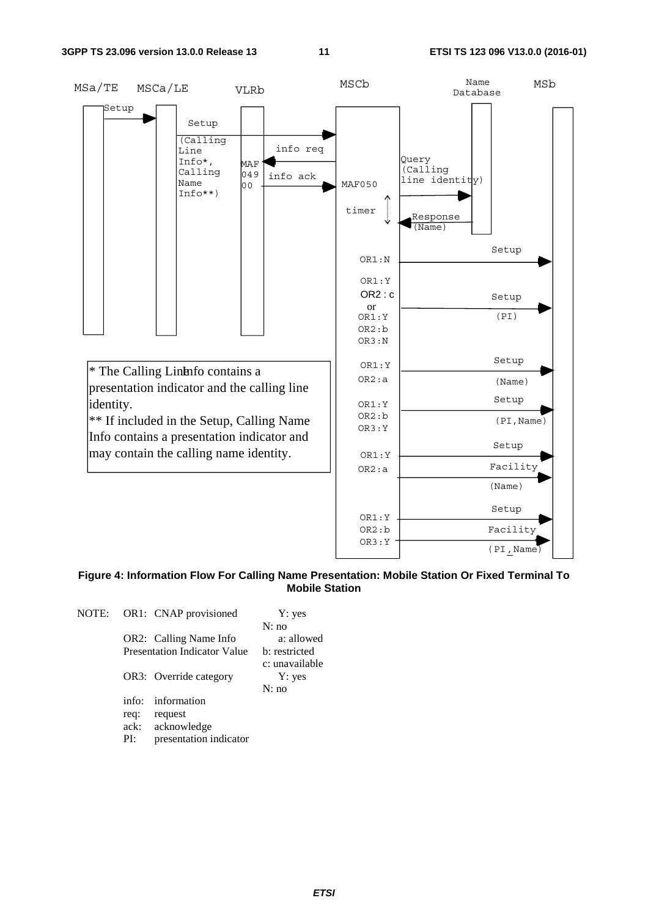MSa/TE MSCa/LE VLRb MSCb Name Database MSb

Setup

Setup (Calling Line Info*, Calling Name Info**)

MAF 049 00 info req

info ack MAF050

Query (Calling line identity)

timer

Response (Name)

OR1:N Setup

OR1:Y OR2 : c or OR1:Y OR2:b OR3:N Setup (PI)

OR1:Y OR2:a Setup (Name)

OR1:Y OR2:b OR3:Y Setup (PI,Name)

OR1:Y OR2:a Setup Facility (Name)

OR1:Y OR2:b OR3:Y Setup Facility (PI,Name)

\* The Calling Line Info contains a presentation indicator and the calling line identity.

\*\* If included in the Setup, Calling Name Info contains a presentation indicator and may contain the calling name identity.

**Figure 4: Information Flow For Calling Name Presentation: Mobile Station Or Fixed Terminal To Mobile Station**

NOTE: OR1: CNAP provisioned Y: yes
N: no
OR2: Calling Name Info Presentation Indicator Value a: allowed
b: restricted
c: unavailable
OR3: Override category Y: yes
N: no
info: information
req: request
ack: acknowledge
PI: presentation indicator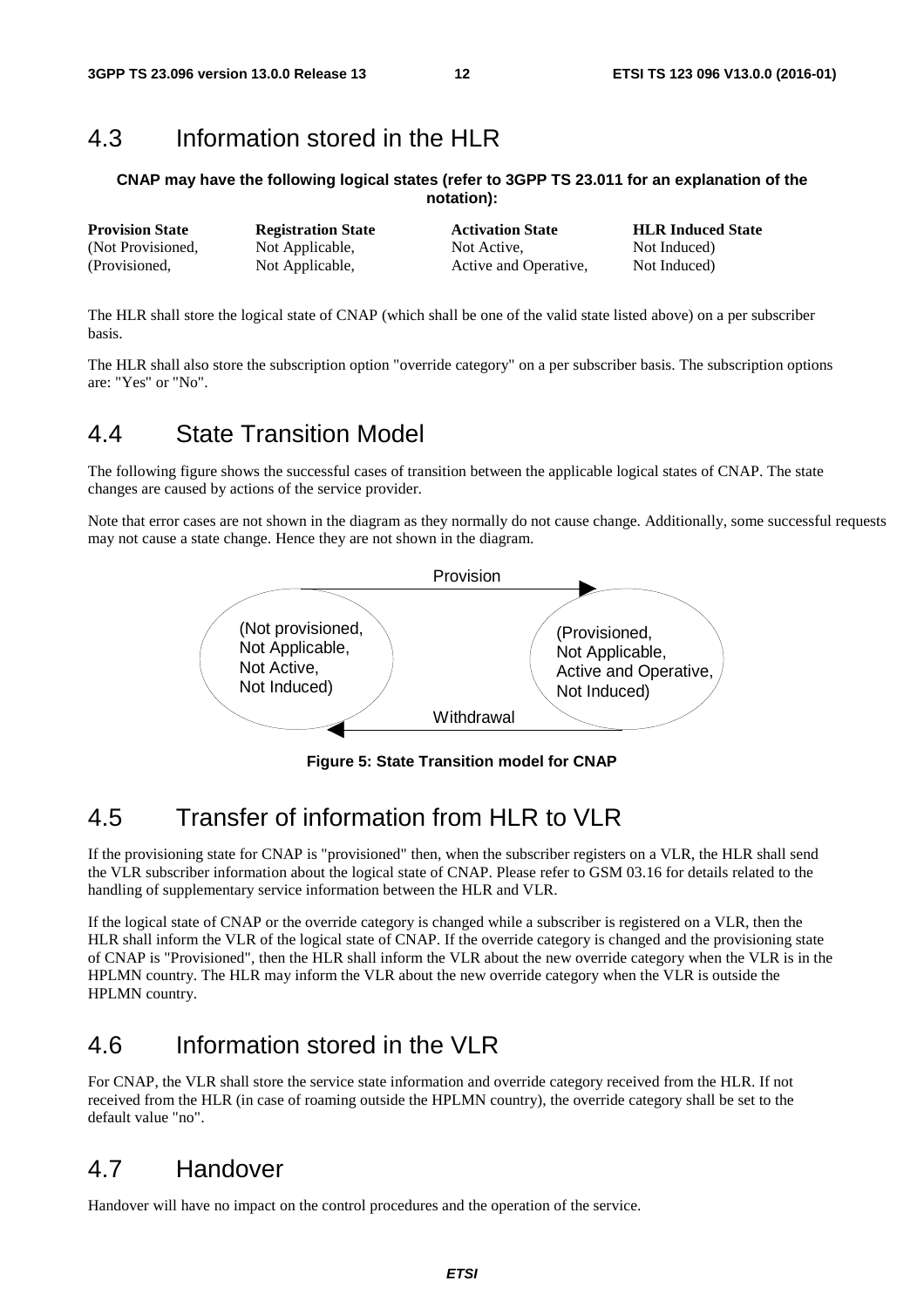## 4.3 Information stored in the HLR

**CNAP may have the following logical states (refer to 3GPP TS 23.011 for an explanation of the notation):**

| Provision State | Registration State | Activation State | HLR Induced State |
|---|---|---|---|
| (Not Provisioned, | Not Applicable, | Not Active, | Not Induced) |
| (Provisioned, | Not Applicable, | Active and Operative, | Not Induced) |

The HLR shall store the logical state of CNAP (which shall be one of the valid state listed above) on a per subscriber basis.

The HLR shall also store the subscription option "override category" on a per subscriber basis. The subscription options are: "Yes" or "No".

## 4.4 State Transition Model

The following figure shows the successful cases of transition between the applicable logical states of CNAP. The state changes are caused by actions of the service provider.

Note that error cases are not shown in the diagram as they normally do not cause change. Additionally, some successful requests may not cause a state change. Hence they are not shown in the diagram.

Provision

(Not provisioned,
Not Applicable,
Not Active,
Not Induced)

(Provisioned,
Not Applicable,
Active and Operative,
Not Induced)

Withdrawal

**Figure 5: State Transition model for CNAP**

## 4.5 Transfer of information from HLR to VLR

If the provisioning state for CNAP is "provisioned" then, when the subscriber registers on a VLR, the HLR shall send the VLR subscriber information about the logical state of CNAP. Please refer to GSM 03.16 for details related to the handling of supplementary service information between the HLR and VLR.

If the logical state of CNAP or the override category is changed while a subscriber is registered on a VLR, then the HLR shall inform the VLR of the logical state of CNAP. If the override category is changed and the provisioning state of CNAP is "Provisioned", then the HLR shall inform the VLR about the new override category when the VLR is in the HPLMN country. The HLR may inform the VLR about the new override category when the VLR is outside the HPLMN country.

## 4.6 Information stored in the VLR

For CNAP, the VLR shall store the service state information and override category received from the HLR. If not received from the HLR (in case of roaming outside the HPLMN country), the override category shall be set to the default value "no".

## 4.7 Handover

Handover will have no impact on the control procedures and the operation of the service.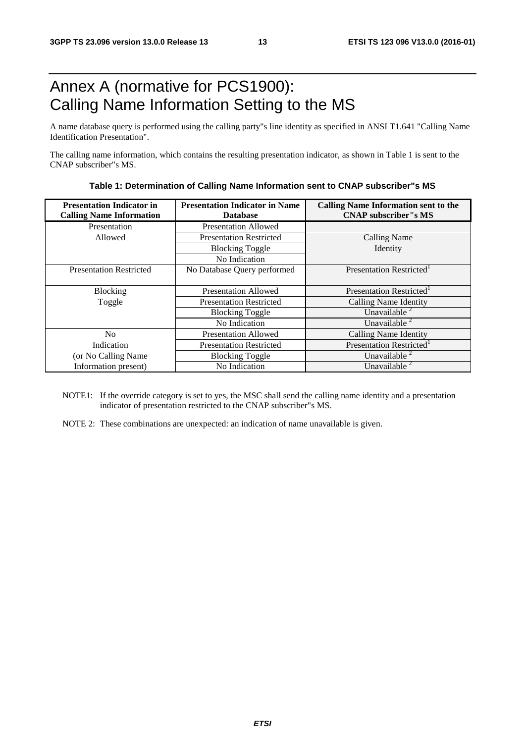# Annex A (normative for PCS1900): Calling Name Information Setting to the MS

A name database query is performed using the calling party"s line identity as specified in ANSI T1.641 "Calling Name Identification Presentation".

The calling name information, which contains the resulting presentation indicator, as shown in Table 1 is sent to the CNAP subscriber"s MS.

**Table 1: Determination of Calling Name Information sent to CNAP subscriber"s MS**

| Presentation Indicator in Calling Name Information | Presentation Indicator in Name Database | Calling Name Information sent to the CNAP subscriber"s MS |
|---|---|---|
| Presentation Allowed | Presentation Allowed | Calling Name Identity |
| | Presentation Restricted | |
| | Blocking Toggle | |
| | No Indication | |
| Presentation Restricted | No Database Query performed | Presentation Restricted[1] |
| Blocking Toggle | Presentation Allowed | Presentation Restricted[1] |
| | Presentation Restricted | Calling Name Identity |
| | Blocking Toggle | Unavailable [2] |
| | No Indication | Unavailable [2] |
| No Indication (or No Calling Name Information present) | Presentation Allowed | Calling Name Identity |
| | Presentation Restricted | Presentation Restricted[1] |
| | Blocking Toggle | Unavailable [2] |
| | No Indication | Unavailable [2] |

NOTE1: If the override category is set to yes, the MSC shall send the calling name identity and a presentation indicator of presentation restricted to the CNAP subscriber"s MS.

NOTE 2: These combinations are unexpected: an indication of name unavailable is given.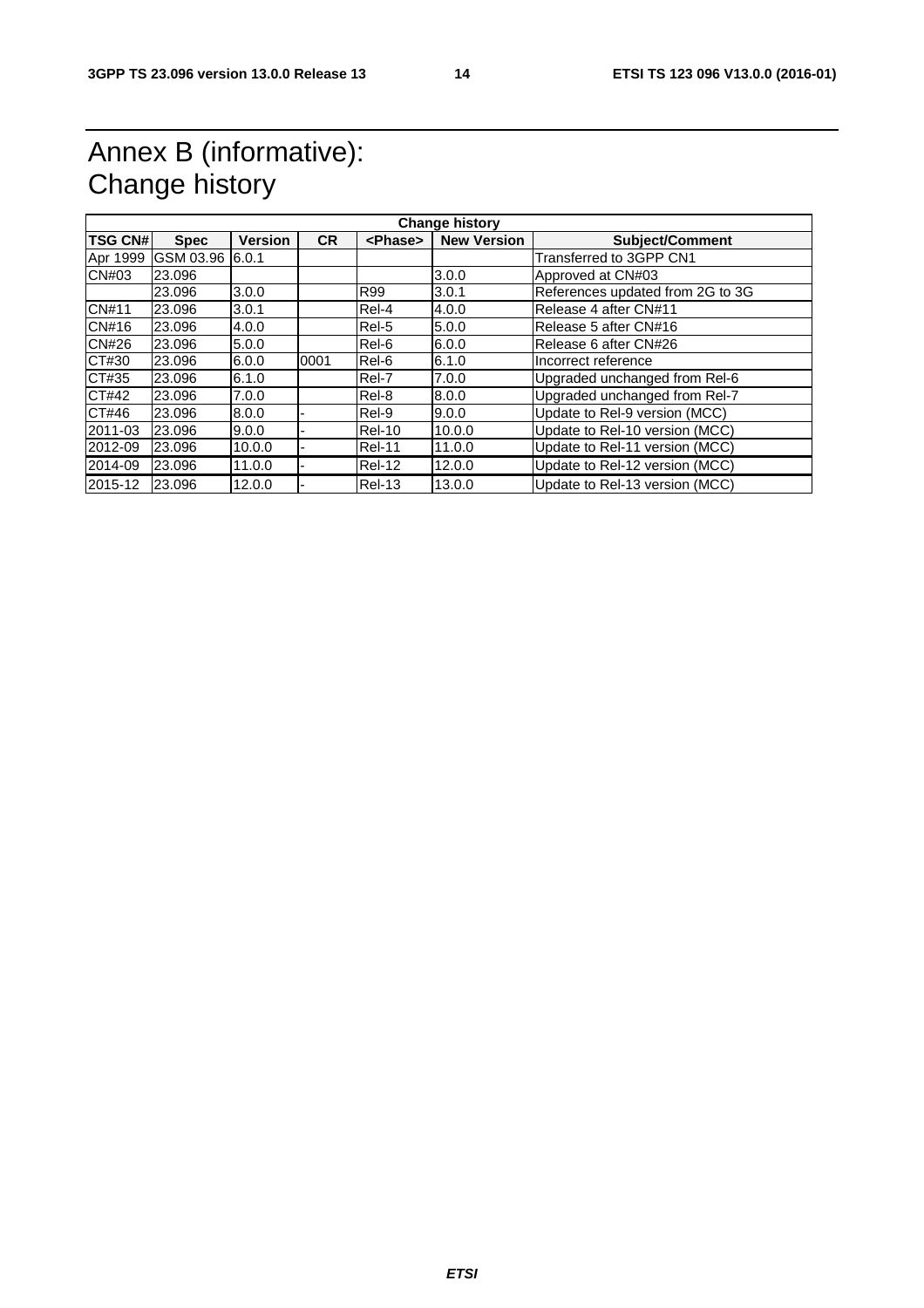# Annex B (informative): Change history

| Change history | | | | | | |
|---|---|---|---|---|---|---|
| **TSG CN#** | **Spec** | **Version** | **CR** | **<Phase>** | **New Version** | **Subject/Comment** |
| Apr 1999 | GSM 03.96 | 6.0.1 | | | | Transferred to 3GPP CN1 |
| CN#03 | 23.096 | | | | 3.0.0 | Approved at CN#03 |
| | 23.096 | 3.0.0 | | R99 | 3.0.1 | References updated from 2G to 3G |
| CN#11 | 23.096 | 3.0.1 | | Rel-4 | 4.0.0 | Release 4 after CN#11 |
| CN#16 | 23.096 | 4.0.0 | | Rel-5 | 5.0.0 | Release 5 after CN#16 |
| CN#26 | 23.096 | 5.0.0 | | Rel-6 | 6.0.0 | Release 6 after CN#26 |
| CT#30 | 23.096 | 6.0.0 | 0001 | Rel-6 | 6.1.0 | Incorrect reference |
| CT#35 | 23.096 | 6.1.0 | | Rel-7 | 7.0.0 | Upgraded unchanged from Rel-6 |
| CT#42 | 23.096 | 7.0.0 | | Rel-8 | 8.0.0 | Upgraded unchanged from Rel-7 |
| CT#46 | 23.096 | 8.0.0 | - | Rel-9 | 9.0.0 | Update to Rel-9 version (MCC) |
| 2011-03 | 23.096 | 9.0.0 | - | Rel-10 | 10.0.0 | Update to Rel-10 version (MCC) |
| 2012-09 | 23.096 | 10.0.0 | - | Rel-11 | 11.0.0 | Update to Rel-11 version (MCC) |
| 2014-09 | 23.096 | 11.0.0 | - | Rel-12 | 12.0.0 | Update to Rel-12 version (MCC) |
| 2015-12 | 23.096 | 12.0.0 | - | Rel-13 | 13.0.0 | Update to Rel-13 version (MCC) |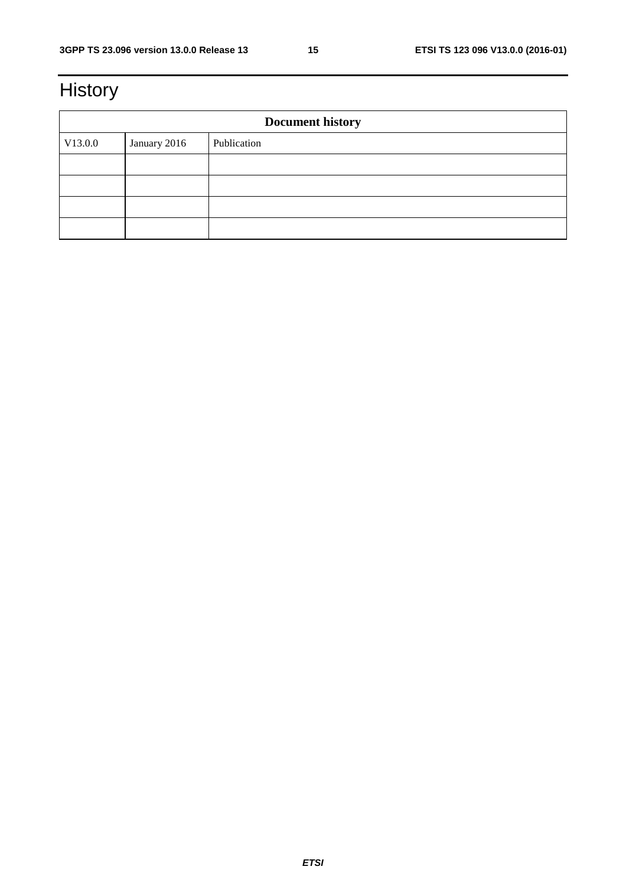# History

| Document history | | |
|---|---|---|
| V13.0.0 | January 2016 | Publication |
| | | |
| | | |
| | | |
| | | |